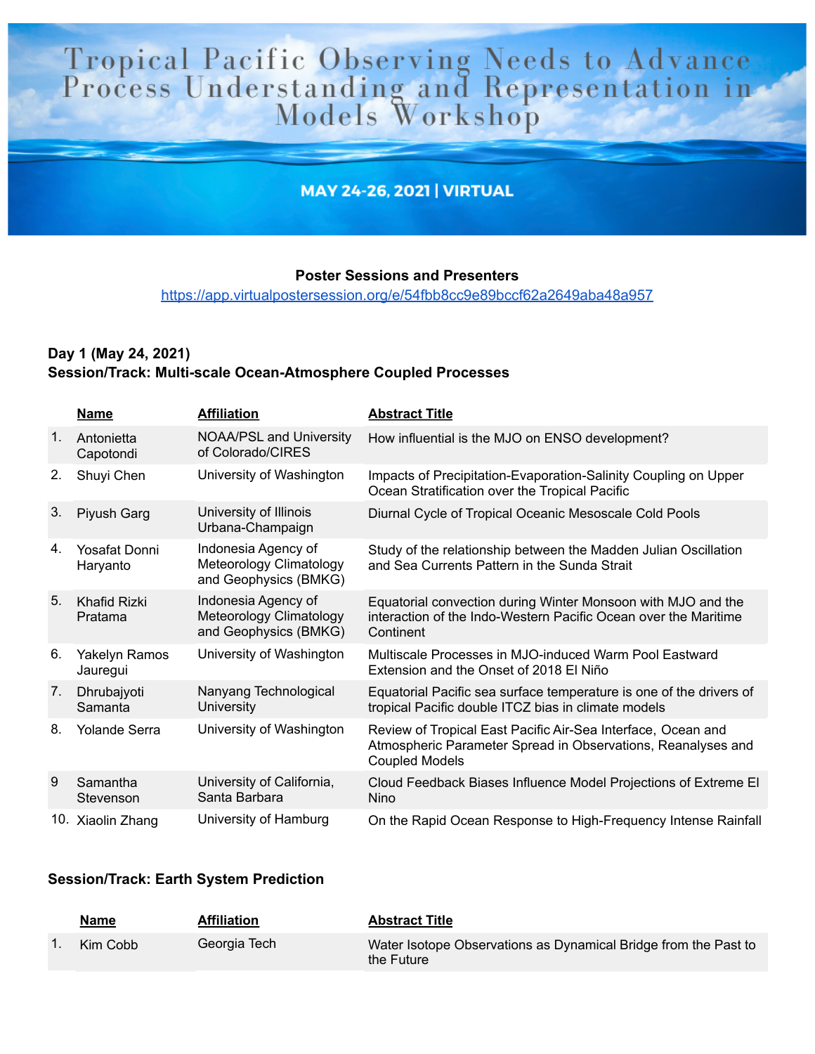# Tropical Pacific Observing Needs to Advance Process Understanding and Representation in Models Workshop

MAY 24-26, 2021 | VIRTUAL

**Poster Sessions and Presenters**

https://app.virtualpostersession.org/e/54fbb8cc9e89bccf62a2649aba48a957

**Day 1 (May 24, 2021)**

**Session/Track: Multi-scale Ocean-Atmosphere Coupled Processes**

| | Name | Affiliation | Abstract Title |
|---|---|---|---|
| 1. | Antonietta Capotondi | NOAA/PSL and University of Colorado/CIRES | How influential is the MJO on ENSO development? |
| 2. | Shuyi Chen | University of Washington | Impacts of Precipitation-Evaporation-Salinity Coupling on Upper Ocean Stratification over the Tropical Pacific |
| 3. | Piyush Garg | University of Illinois Urbana-Champaign | Diurnal Cycle of Tropical Oceanic Mesoscale Cold Pools |
| 4. | Yosafat Donni Haryanto | Indonesia Agency of Meteorology Climatology and Geophysics (BMKG) | Study of the relationship between the Madden Julian Oscillation and Sea Currents Pattern in the Sunda Strait |
| 5. | Khafid Rizki Pratama | Indonesia Agency of Meteorology Climatology and Geophysics (BMKG) | Equatorial convection during Winter Monsoon with MJO and the interaction of the Indo-Western Pacific Ocean over the Maritime Continent |
| 6. | Yakelyn Ramos Jauregui | University of Washington | Multiscale Processes in MJO-induced Warm Pool Eastward Extension and the Onset of 2018 El Niño |
| 7. | Dhrubajyoti Samanta | Nanyang Technological University | Equatorial Pacific sea surface temperature is one of the drivers of tropical Pacific double ITCZ bias in climate models |
| 8. | Yolande Serra | University of Washington | Review of Tropical East Pacific Air-Sea Interface, Ocean and Atmospheric Parameter Spread in Observations, Reanalyses and Coupled Models |
| 9 | Samantha Stevenson | University of California, Santa Barbara | Cloud Feedback Biases Influence Model Projections of Extreme El Nino |
| 10. | Xiaolin Zhang | University of Hamburg | On the Rapid Ocean Response to High-Frequency Intense Rainfall |

**Session/Track: Earth System Prediction**

| | Name | Affiliation | Abstract Title |
|---|---|---|---|
| 1. | Kim Cobb | Georgia Tech | Water Isotope Observations as Dynamical Bridge from the Past to the Future |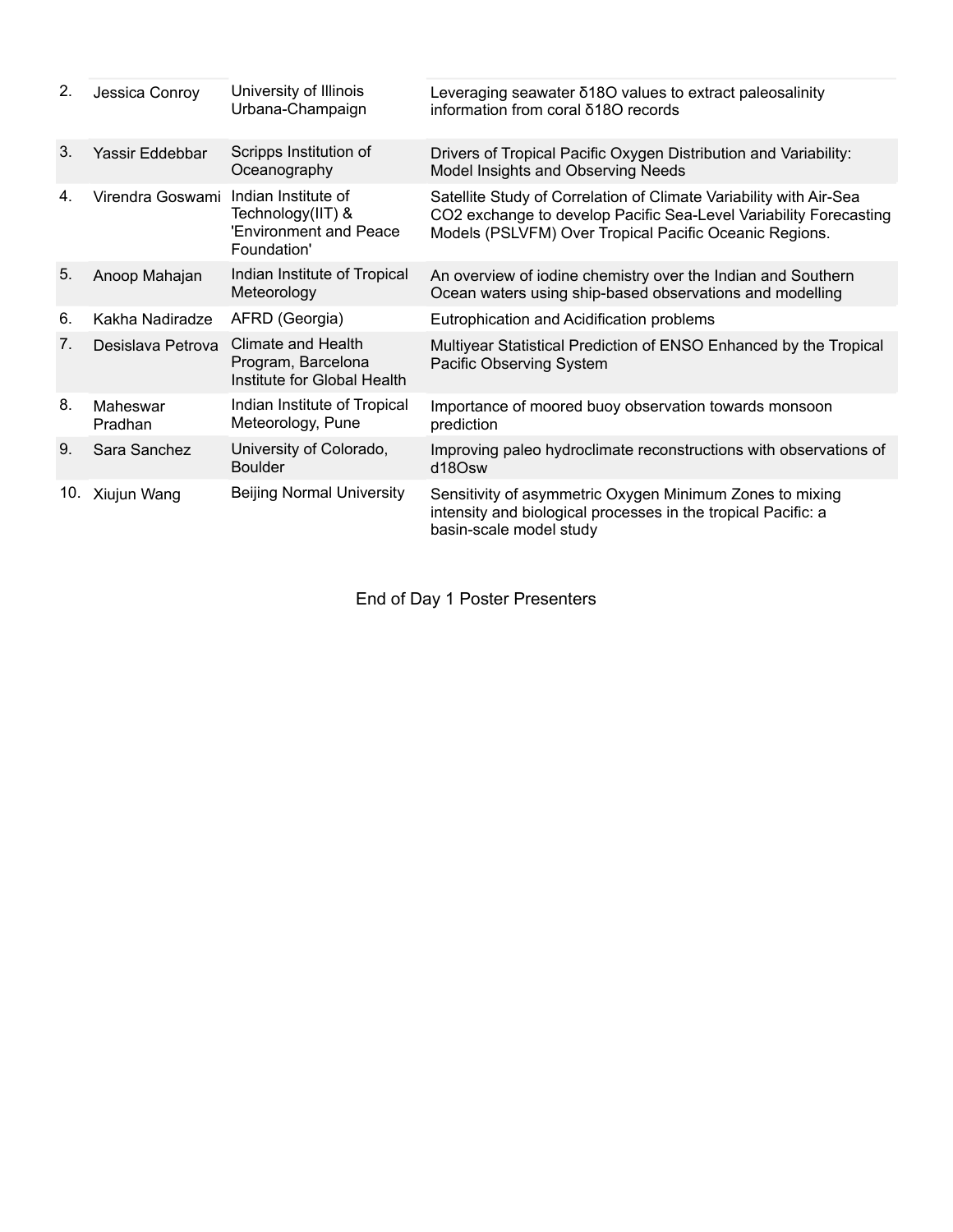| | | | |
|---|---|---|---|
| 2. | Jessica Conroy | University of Illinois Urbana-Champaign | Leveraging seawater δ18O values to extract paleosalinity information from coral δ18O records |
| 3. | Yassir Eddebbar | Scripps Institution of Oceanography | Drivers of Tropical Pacific Oxygen Distribution and Variability: Model Insights and Observing Needs |
| 4. | Virendra Goswami | Indian Institute of Technology(IIT) & 'Environment and Peace Foundation' | Satellite Study of Correlation of Climate Variability with Air-Sea CO2 exchange to develop Pacific Sea-Level Variability Forecasting Models (PSLVFM) Over Tropical Pacific Oceanic Regions. |
| 5. | Anoop Mahajan | Indian Institute of Tropical Meteorology | An overview of iodine chemistry over the Indian and Southern Ocean waters using ship-based observations and modelling |
| 6. | Kakha Nadiradze | AFRD (Georgia) | Eutrophication and Acidification problems |
| 7. | Desislava Petrova | Climate and Health Program, Barcelona Institute for Global Health | Multiyear Statistical Prediction of ENSO Enhanced by the Tropical Pacific Observing System |
| 8. | Maheswar Pradhan | Indian Institute of Tropical Meteorology, Pune | Importance of moored buoy observation towards monsoon prediction |
| 9. | Sara Sanchez | University of Colorado, Boulder | Improving paleo hydroclimate reconstructions with observations of d18Osw |
| 10. | Xiujun Wang | Beijing Normal University | Sensitivity of asymmetric Oxygen Minimum Zones to mixing intensity and biological processes in the tropical Pacific: a basin-scale model study |

End of Day 1 Poster Presenters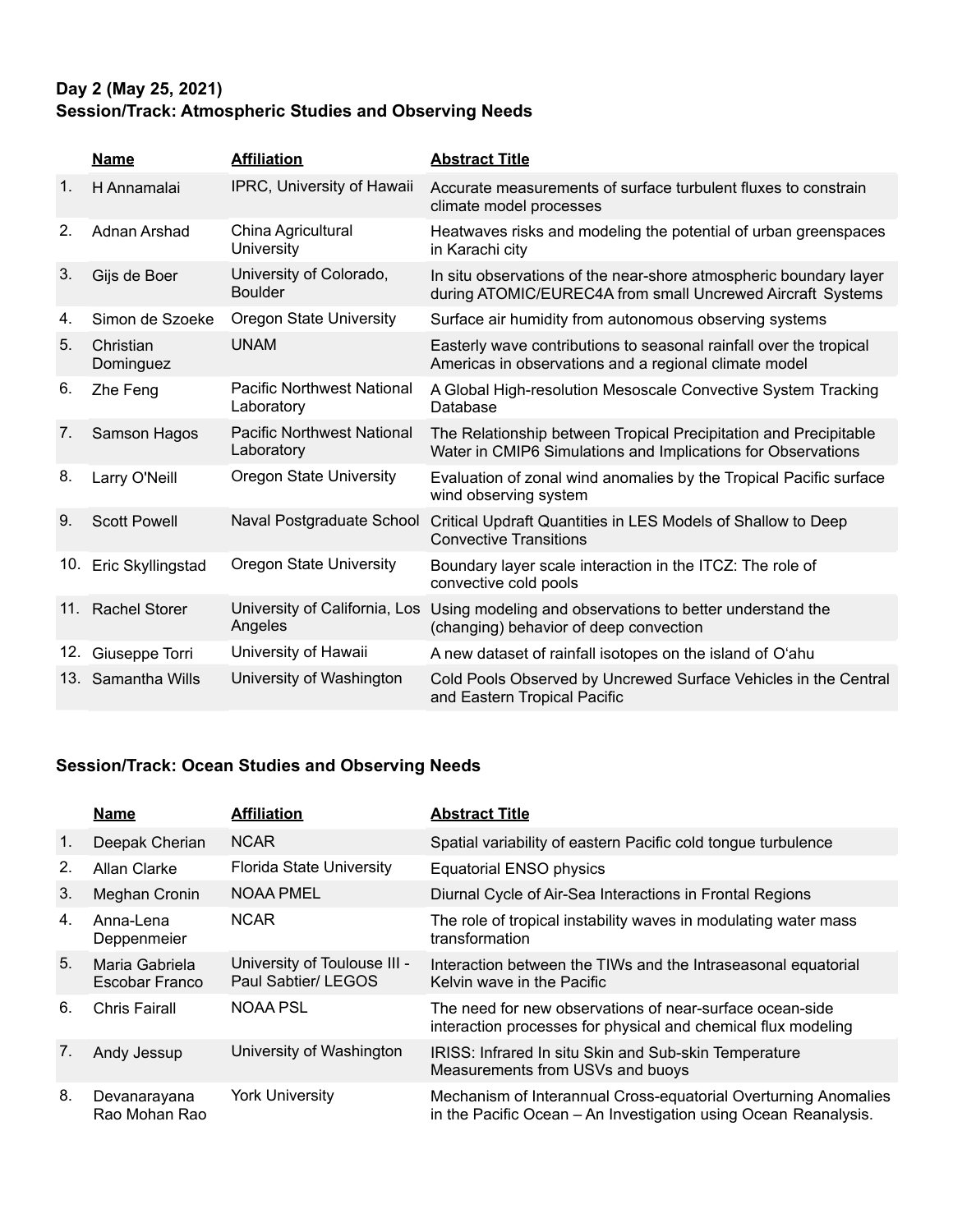**Day 2 (May 25, 2021)**
**Session/Track: Atmospheric Studies and Observing Needs**

| | Name | Affiliation | Abstract Title |
|---|---|---|---|
| 1. | H Annamalai | IPRC, University of Hawaii | Accurate measurements of surface turbulent fluxes to constrain climate model processes |
| 2. | Adnan Arshad | China Agricultural University | Heatwaves risks and modeling the potential of urban greenspaces in Karachi city |
| 3. | Gijs de Boer | University of Colorado, Boulder | In situ observations of the near-shore atmospheric boundary layer during ATOMIC/EUREC4A from small Uncrewed Aircraft Systems |
| 4. | Simon de Szoeke | Oregon State University | Surface air humidity from autonomous observing systems |
| 5. | Christian Dominguez | UNAM | Easterly wave contributions to seasonal rainfall over the tropical Americas in observations and a regional climate model |
| 6. | Zhe Feng | Pacific Northwest National Laboratory | A Global High-resolution Mesoscale Convective System Tracking Database |
| 7. | Samson Hagos | Pacific Northwest National Laboratory | The Relationship between Tropical Precipitation and Precipitable Water in CMIP6 Simulations and Implications for Observations |
| 8. | Larry O'Neill | Oregon State University | Evaluation of zonal wind anomalies by the Tropical Pacific surface wind observing system |
| 9. | Scott Powell | Naval Postgraduate School | Critical Updraft Quantities in LES Models of Shallow to Deep Convective Transitions |
| 10. | Eric Skyllingstad | Oregon State University | Boundary layer scale interaction in the ITCZ: The role of convective cold pools |
| 11. | Rachel Storer | University of California, Los Angeles | Using modeling and observations to better understand the (changing) behavior of deep convection |
| 12. | Giuseppe Torri | University of Hawaii | A new dataset of rainfall isotopes on the island of O‘ahu |
| 13. | Samantha Wills | University of Washington | Cold Pools Observed by Uncrewed Surface Vehicles in the Central and Eastern Tropical Pacific |

**Session/Track: Ocean Studies and Observing Needs**

| | Name | Affiliation | Abstract Title |
|---|---|---|---|
| 1. | Deepak Cherian | NCAR | Spatial variability of eastern Pacific cold tongue turbulence |
| 2. | Allan Clarke | Florida State University | Equatorial ENSO physics |
| 3. | Meghan Cronin | NOAA PMEL | Diurnal Cycle of Air-Sea Interactions in Frontal Regions |
| 4. | Anna-Lena Deppenmeier | NCAR | The role of tropical instability waves in modulating water mass transformation |
| 5. | Maria Gabriela Escobar Franco | University of Toulouse III - Paul Sabtier/ LEGOS | Interaction between the TIWs and the Intraseasonal equatorial Kelvin wave in the Pacific |
| 6. | Chris Fairall | NOAA PSL | The need for new observations of near-surface ocean-side interaction processes for physical and chemical flux modeling |
| 7. | Andy Jessup | University of Washington | IRISS: Infrared In situ Skin and Sub-skin Temperature Measurements from USVs and buoys |
| 8. | Devanarayana Rao Mohan Rao | York University | Mechanism of Interannual Cross-equatorial Overturning Anomalies in the Pacific Ocean – An Investigation using Ocean Reanalysis. |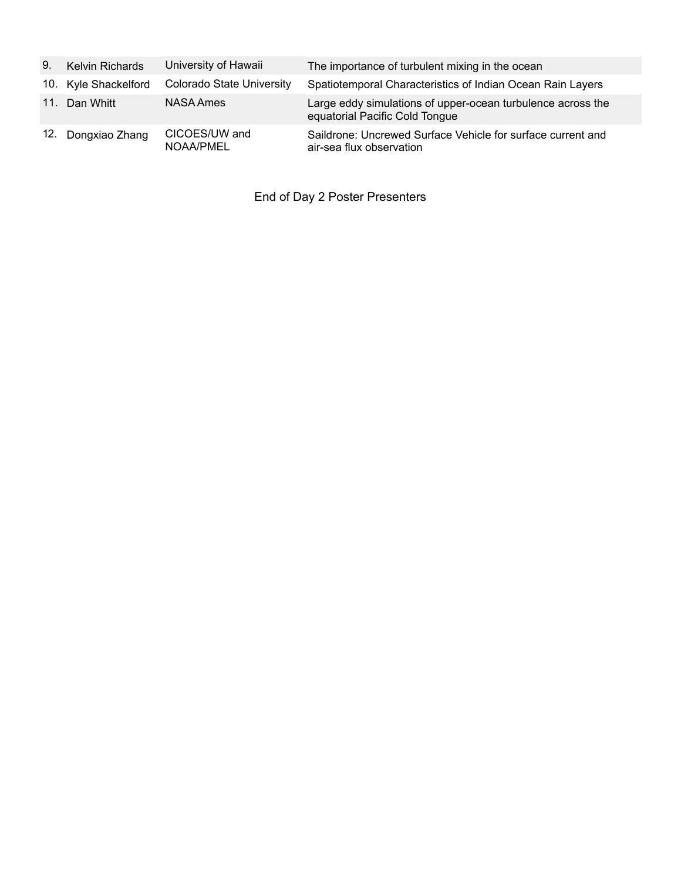| | | | |
|---|---|---|---|
| 9. | Kelvin Richards | University of Hawaii | The importance of turbulent mixing in the ocean |
| 10. | Kyle Shackelford | Colorado State University | Spatiotemporal Characteristics of Indian Ocean Rain Layers |
| 11. | Dan Whitt | NASA Ames | Large eddy simulations of upper-ocean turbulence across the equatorial Pacific Cold Tongue |
| 12. | Dongxiao Zhang | CICOES/UW and NOAA/PMEL | Saildrone: Uncrewed Surface Vehicle for surface current and air-sea flux observation |

End of Day 2 Poster Presenters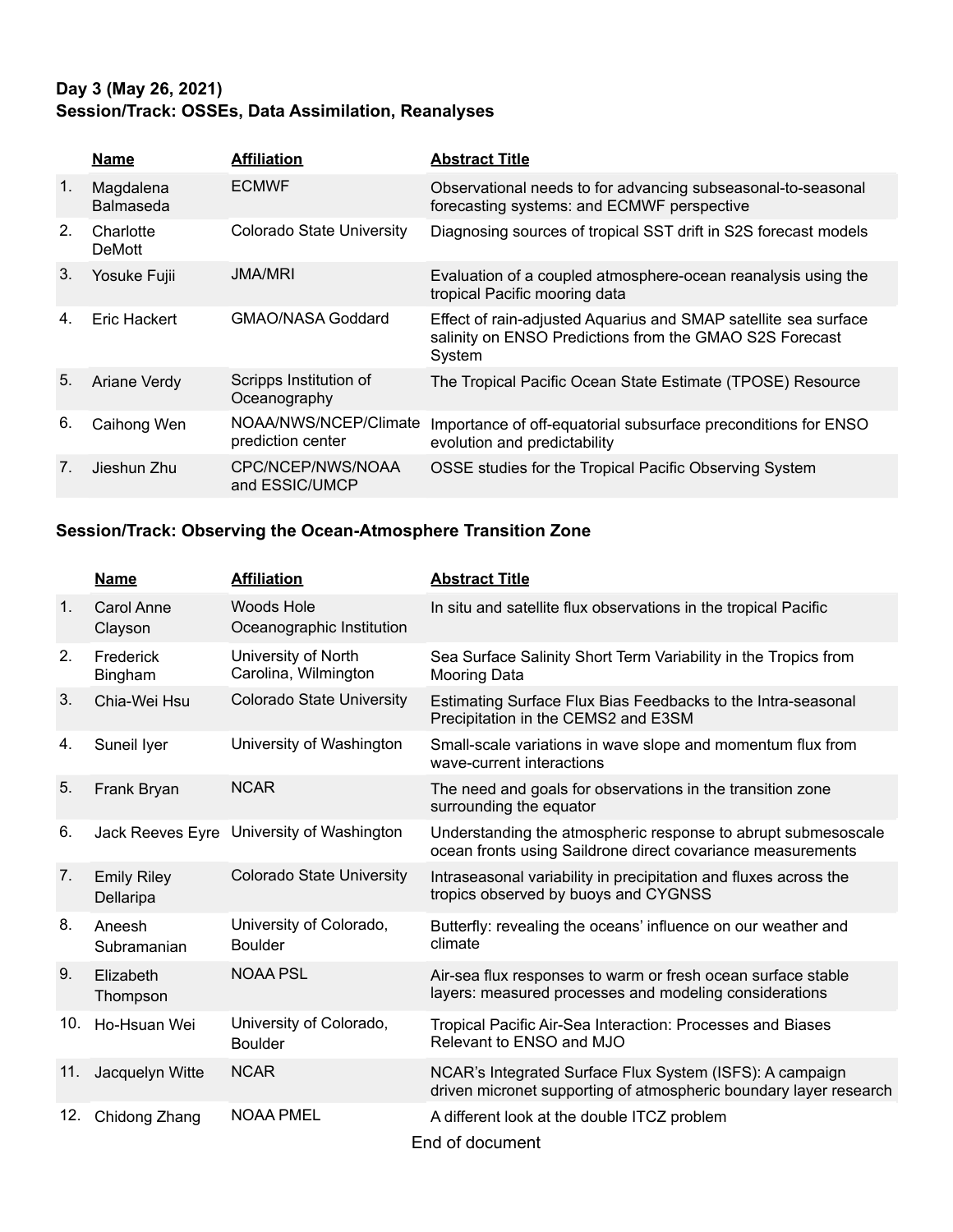**Day 3 (May 26, 2021)**
**Session/Track: OSSEs, Data Assimilation, Reanalyses**

| | Name | Affiliation | Abstract Title |
|---|---|---|---|
| 1. | Magdalena Balmaseda | ECMWF | Observational needs to for advancing subseasonal-to-seasonal forecasting systems: and ECMWF perspective |
| 2. | Charlotte DeMott | Colorado State University | Diagnosing sources of tropical SST drift in S2S forecast models |
| 3. | Yosuke Fujii | JMA/MRI | Evaluation of a coupled atmosphere-ocean reanalysis using the tropical Pacific mooring data |
| 4. | Eric Hackert | GMAO/NASA Goddard | Effect of rain-adjusted Aquarius and SMAP satellite sea surface salinity on ENSO Predictions from the GMAO S2S Forecast System |
| 5. | Ariane Verdy | Scripps Institution of Oceanography | The Tropical Pacific Ocean State Estimate (TPOSE) Resource |
| 6. | Caihong Wen | NOAA/NWS/NCEP/Climate prediction center | Importance of off-equatorial subsurface preconditions for ENSO evolution and predictability |
| 7. | Jieshun Zhu | CPC/NCEP/NWS/NOAA and ESSIC/UMCP | OSSE studies for the Tropical Pacific Observing System |

**Session/Track: Observing the Ocean-Atmosphere Transition Zone**

| | Name | Affiliation | Abstract Title |
|---|---|---|---|
| 1. | Carol Anne Clayson | Woods Hole Oceanographic Institution | In situ and satellite flux observations in the tropical Pacific |
| 2. | Frederick Bingham | University of North Carolina, Wilmington | Sea Surface Salinity Short Term Variability in the Tropics from Mooring Data |
| 3. | Chia-Wei Hsu | Colorado State University | Estimating Surface Flux Bias Feedbacks to the Intra-seasonal Precipitation in the CEMS2 and E3SM |
| 4. | Suneil Iyer | University of Washington | Small-scale variations in wave slope and momentum flux from wave-current interactions |
| 5. | Frank Bryan | NCAR | The need and goals for observations in the transition zone surrounding the equator |
| 6. | Jack Reeves Eyre | University of Washington | Understanding the atmospheric response to abrupt submesoscale ocean fronts using Saildrone direct covariance measurements |
| 7. | Emily Riley Dellaripa | Colorado State University | Intraseasonal variability in precipitation and fluxes across the tropics observed by buoys and CYGNSS |
| 8. | Aneesh Subramanian | University of Colorado, Boulder | Butterfly: revealing the oceans' influence on our weather and climate |
| 9. | Elizabeth Thompson | NOAA PSL | Air-sea flux responses to warm or fresh ocean surface stable layers: measured processes and modeling considerations |
| 10. | Ho-Hsuan Wei | University of Colorado, Boulder | Tropical Pacific Air-Sea Interaction: Processes and Biases Relevant to ENSO and MJO |
| 11. | Jacquelyn Witte | NCAR | NCAR's Integrated Surface Flux System (ISFS): A campaign driven micronet supporting of atmospheric boundary layer research |
| 12. | Chidong Zhang | NOAA PMEL | A different look at the double ITCZ problem |

End of document